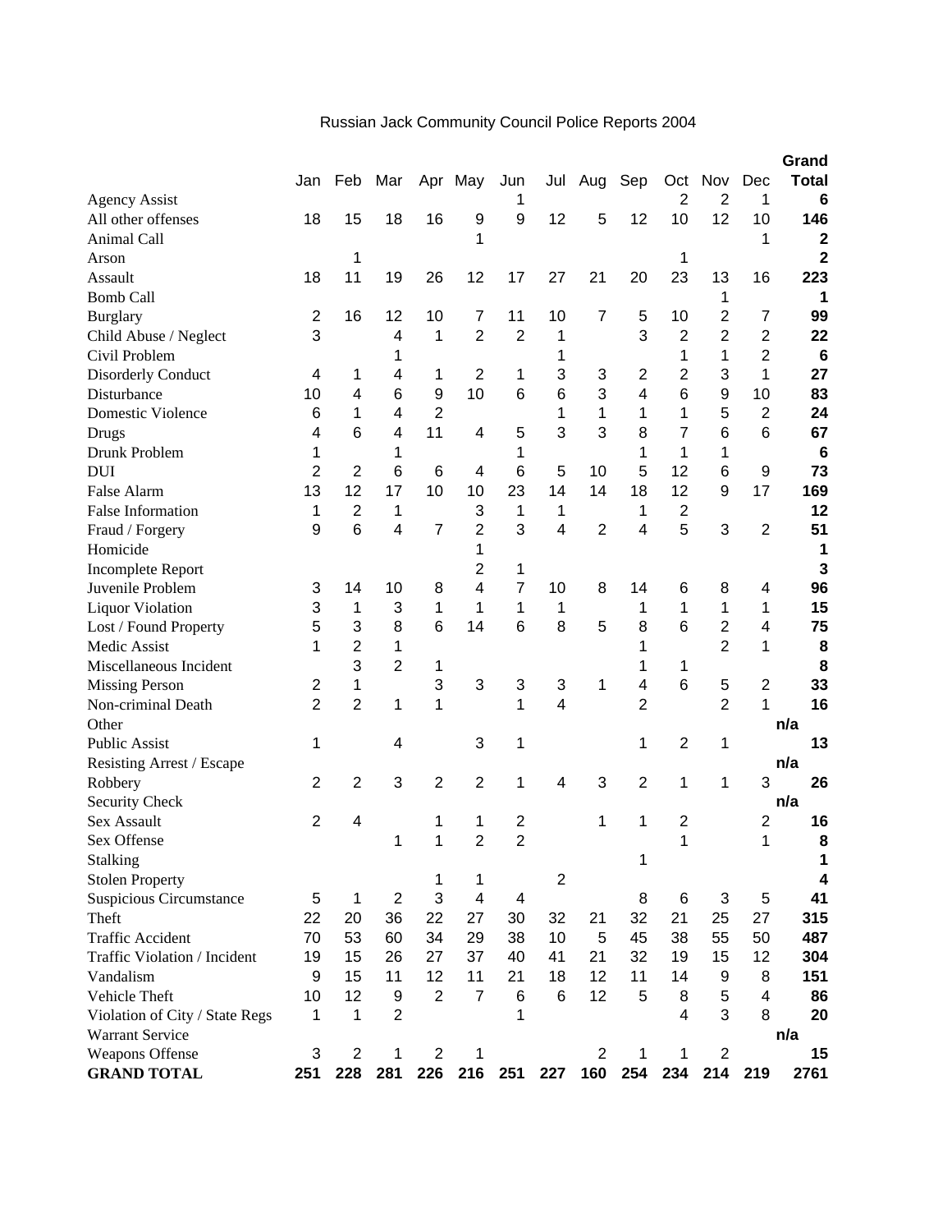# Russian Jack Community Council Police Reports 2004

| | Jan | Feb | Mar | Apr | May | Jun | Jul | Aug | Sep | Oct | Nov | Dec | **Grand Total** |
|---|---|---|---|---|---|---|---|---|---|---|---|---|---|
| Agency Assist | | | | | | 1 | | | | 2 | 2 | 1 | **6** |
| All other offenses | 18 | 15 | 18 | 16 | 9 | 9 | 12 | 5 | 12 | 10 | 12 | 10 | **146** |
| Animal Call | | | | | 1 | | | | | | | 1 | **2** |
| Arson | | 1 | | | | | | | | 1 | | | **2** |
| Assault | 18 | 11 | 19 | 26 | 12 | 17 | 27 | 21 | 20 | 23 | 13 | 16 | **223** |
| Bomb Call | | | | | | | | | | | 1 | | **1** |
| Burglary | 2 | 16 | 12 | 10 | 7 | 11 | 10 | 7 | 5 | 10 | 2 | 7 | **99** |
| Child Abuse / Neglect | 3 | | 4 | 1 | 2 | 2 | 1 | | 3 | 2 | 2 | 2 | **22** |
| Civil Problem | | | 1 | | | | 1 | | | 1 | 1 | 2 | **6** |
| Disorderly Conduct | 4 | 1 | 4 | 1 | 2 | 1 | 3 | 3 | 2 | 2 | 3 | 1 | **27** |
| Disturbance | 10 | 4 | 6 | 9 | 10 | 6 | 6 | 3 | 4 | 6 | 9 | 10 | **83** |
| Domestic Violence | 6 | 1 | 4 | 2 | | | 1 | 1 | 1 | 1 | 5 | 2 | **24** |
| Drugs | 4 | 6 | 4 | 11 | 4 | 5 | 3 | 3 | 8 | 7 | 6 | 6 | **67** |
| Drunk Problem | 1 | | 1 | | | 1 | | | 1 | 1 | 1 | | **6** |
| DUI | 2 | 2 | 6 | 6 | 4 | 6 | 5 | 10 | 5 | 12 | 6 | 9 | **73** |
| False Alarm | 13 | 12 | 17 | 10 | 10 | 23 | 14 | 14 | 18 | 12 | 9 | 17 | **169** |
| False Information | 1 | 2 | 1 | | 3 | 1 | 1 | | 1 | 2 | | | **12** |
| Fraud / Forgery | 9 | 6 | 4 | 7 | 2 | 3 | 4 | 2 | 4 | 5 | 3 | 2 | **51** |
| Homicide | | | | | 1 | | | | | | | | **1** |
| Incomplete Report | | | | | 2 | 1 | | | | | | | **3** |
| Juvenile Problem | 3 | 14 | 10 | 8 | 4 | 7 | 10 | 8 | 14 | 6 | 8 | 4 | **96** |
| Liquor Violation | 3 | 1 | 3 | 1 | 1 | 1 | 1 | | 1 | 1 | 1 | 1 | **15** |
| Lost / Found Property | 5 | 3 | 8 | 6 | 14 | 6 | 8 | 5 | 8 | 6 | 2 | 4 | **75** |
| Medic Assist | 1 | 2 | 1 | | | | | | 1 | | 2 | 1 | **8** |
| Miscellaneous Incident | | 3 | 2 | 1 | | | | | 1 | 1 | | | **8** |
| Missing Person | 2 | 1 | | 3 | 3 | 3 | 3 | 1 | 4 | 6 | 5 | 2 | **33** |
| Non-criminal Death | 2 | 2 | 1 | 1 | | 1 | 4 | | 2 | | 2 | 1 | **16** |
| Other | | | | | | | | | | | | | **n/a** |
| Public Assist | 1 | | 4 | | 3 | 1 | | | 1 | 2 | 1 | | **13** |
| Resisting Arrest / Escape | | | | | | | | | | | | | **n/a** |
| Robbery | 2 | 2 | 3 | 2 | 2 | 1 | 4 | 3 | 2 | 1 | 1 | 3 | **26** |
| Security Check | | | | | | | | | | | | | **n/a** |
| Sex Assault | 2 | 4 | | 1 | 1 | 2 | | 1 | 1 | 2 | | 2 | **16** |
| Sex Offense | | | 1 | 1 | 2 | 2 | | | | 1 | | 1 | **8** |
| Stalking | | | | | | | | | 1 | | | | **1** |
| Stolen Property | | | | 1 | 1 | | 2 | | | | | | **4** |
| Suspicious Circumstance | 5 | 1 | 2 | 3 | 4 | 4 | | | 8 | 6 | 3 | 5 | **41** |
| Theft | 22 | 20 | 36 | 22 | 27 | 30 | 32 | 21 | 32 | 21 | 25 | 27 | **315** |
| Traffic Accident | 70 | 53 | 60 | 34 | 29 | 38 | 10 | 5 | 45 | 38 | 55 | 50 | **487** |
| Traffic Violation / Incident | 19 | 15 | 26 | 27 | 37 | 40 | 41 | 21 | 32 | 19 | 15 | 12 | **304** |
| Vandalism | 9 | 15 | 11 | 12 | 11 | 21 | 18 | 12 | 11 | 14 | 9 | 8 | **151** |
| Vehicle Theft | 10 | 12 | 9 | 2 | 7 | 6 | 6 | 12 | 5 | 8 | 5 | 4 | **86** |
| Violation of City / State Regs | 1 | 1 | 2 | | | 1 | | | | 4 | 3 | 8 | **20** |
| Warrant Service | | | | | | | | | | | | | **n/a** |
| Weapons Offense | 3 | 2 | 1 | 2 | 1 | | | 2 | 1 | 1 | 2 | | **15** |
| **GRAND TOTAL** | **251** | **228** | **281** | **226** | **216** | **251** | **227** | **160** | **254** | **234** | **214** | **219** | **2761** |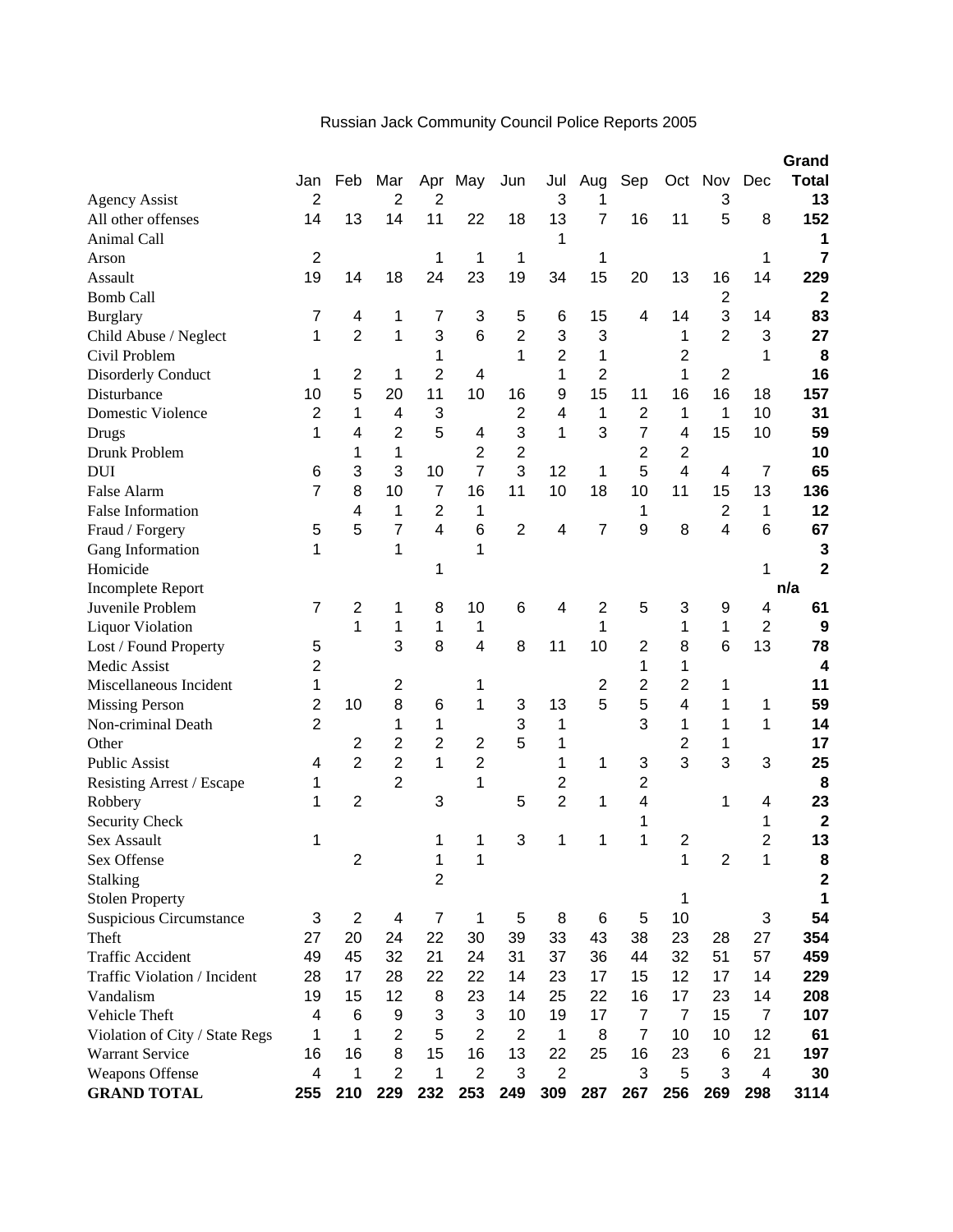Russian Jack Community Council Police Reports 2005

| | Jan | Feb | Mar | Apr | May | Jun | Jul | Aug | Sep | Oct | Nov | Dec | Grand Total |
|---|---|---|---|---|---|---|---|---|---|---|---|---|---|
| Agency Assist | 2 | | 2 | 2 | | | 3 | 1 | | | 3 | | **13** |
| All other offenses | 14 | 13 | 14 | 11 | 22 | 18 | 13 | 7 | 16 | 11 | 5 | 8 | **152** |
| Animal Call | | | | | | | 1 | | | | | | **1** |
| Arson | 2 | | | 1 | 1 | 1 | | 1 | | | | 1 | **7** |
| Assault | 19 | 14 | 18 | 24 | 23 | 19 | 34 | 15 | 20 | 13 | 16 | 14 | **229** |
| Bomb Call | | | | | | | | | | | 2 | | **2** |
| Burglary | 7 | 4 | 1 | 7 | 3 | 5 | 6 | 15 | 4 | 14 | 3 | 14 | **83** |
| Child Abuse / Neglect | 1 | 2 | 1 | 3 | 6 | 2 | 3 | 3 | | 1 | 2 | 3 | **27** |
| Civil Problem | | | | 1 | | 1 | 2 | 1 | | 2 | | 1 | **8** |
| Disorderly Conduct | 1 | 2 | 1 | 2 | 4 | | 1 | 2 | | 1 | 2 | | **16** |
| Disturbance | 10 | 5 | 20 | 11 | 10 | 16 | 9 | 15 | 11 | 16 | 16 | 18 | **157** |
| Domestic Violence | 2 | 1 | 4 | 3 | | 2 | 4 | 1 | 2 | 1 | 1 | 10 | **31** |
| Drugs | 1 | 4 | 2 | 5 | 4 | 3 | 1 | 3 | 7 | 4 | 15 | 10 | **59** |
| Drunk Problem | | 1 | 1 | | 2 | 2 | | | 2 | 2 | | | **10** |
| DUI | 6 | 3 | 3 | 10 | 7 | 3 | 12 | 1 | 5 | 4 | 4 | 7 | **65** |
| False Alarm | 7 | 8 | 10 | 7 | 16 | 11 | 10 | 18 | 10 | 11 | 15 | 13 | **136** |
| False Information | | 4 | 1 | 2 | 1 | | | | 1 | | 2 | 1 | **12** |
| Fraud / Forgery | 5 | 5 | 7 | 4 | 6 | 2 | 4 | 7 | 9 | 8 | 4 | 6 | **67** |
| Gang Information | 1 | | 1 | | 1 | | | | | | | | **3** |
| Homicide | | | | 1 | | | | | | | | 1 | **2** |
| Incomplete Report | | | | | | | | | | | | | **n/a** |
| Juvenile Problem | 7 | 2 | 1 | 8 | 10 | 6 | 4 | 2 | 5 | 3 | 9 | 4 | **61** |
| Liquor Violation | | 1 | 1 | 1 | 1 | | | 1 | | 1 | 1 | 2 | **9** |
| Lost / Found Property | 5 | | 3 | 8 | 4 | 8 | 11 | 10 | 2 | 8 | 6 | 13 | **78** |
| Medic Assist | 2 | | | | | | | | 1 | 1 | | | **4** |
| Miscellaneous Incident | 1 | | 2 | | 1 | | | 2 | 2 | 2 | 1 | | **11** |
| Missing Person | 2 | 10 | 8 | 6 | 1 | 3 | 13 | 5 | 5 | 4 | 1 | 1 | **59** |
| Non-criminal Death | 2 | | 1 | 1 | | 3 | 1 | | 3 | 1 | 1 | 1 | **14** |
| Other | | 2 | 2 | 2 | 2 | 5 | 1 | | | 2 | 1 | | **17** |
| Public Assist | 4 | 2 | 2 | 1 | 2 | | 1 | 1 | 3 | 3 | 3 | 3 | **25** |
| Resisting Arrest / Escape | 1 | | 2 | | 1 | | 2 | | 2 | | | | **8** |
| Robbery | 1 | 2 | | 3 | | 5 | 2 | 1 | 4 | | 1 | 4 | **23** |
| Security Check | | | | | | | | | 1 | | | 1 | **2** |
| Sex Assault | 1 | | | 1 | 1 | 3 | 1 | 1 | 1 | 2 | | 2 | **13** |
| Sex Offense | | 2 | | 1 | 1 | | | | | 1 | 2 | 1 | **8** |
| Stalking | | | | 2 | | | | | | | | | **2** |
| Stolen Property | | | | | | | | | | 1 | | | **1** |
| Suspicious Circumstance | 3 | 2 | 4 | 7 | 1 | 5 | 8 | 6 | 5 | 10 | | 3 | **54** |
| Theft | 27 | 20 | 24 | 22 | 30 | 39 | 33 | 43 | 38 | 23 | 28 | 27 | **354** |
| Traffic Accident | 49 | 45 | 32 | 21 | 24 | 31 | 37 | 36 | 44 | 32 | 51 | 57 | **459** |
| Traffic Violation / Incident | 28 | 17 | 28 | 22 | 22 | 14 | 23 | 17 | 15 | 12 | 17 | 14 | **229** |
| Vandalism | 19 | 15 | 12 | 8 | 23 | 14 | 25 | 22 | 16 | 17 | 23 | 14 | **208** |
| Vehicle Theft | 4 | 6 | 9 | 3 | 3 | 10 | 19 | 17 | 7 | 7 | 15 | 7 | **107** |
| Violation of City / State Regs | 1 | 1 | 2 | 5 | 2 | 2 | 1 | 8 | 7 | 10 | 10 | 12 | **61** |
| Warrant Service | 16 | 16 | 8 | 15 | 16 | 13 | 22 | 25 | 16 | 23 | 6 | 21 | **197** |
| Weapons Offense | 4 | 1 | 2 | 1 | 2 | 3 | 2 | | 3 | 5 | 3 | 4 | **30** |
| **GRAND TOTAL** | **255** | **210** | **229** | **232** | **253** | **249** | **309** | **287** | **267** | **256** | **269** | **298** | **3114** |